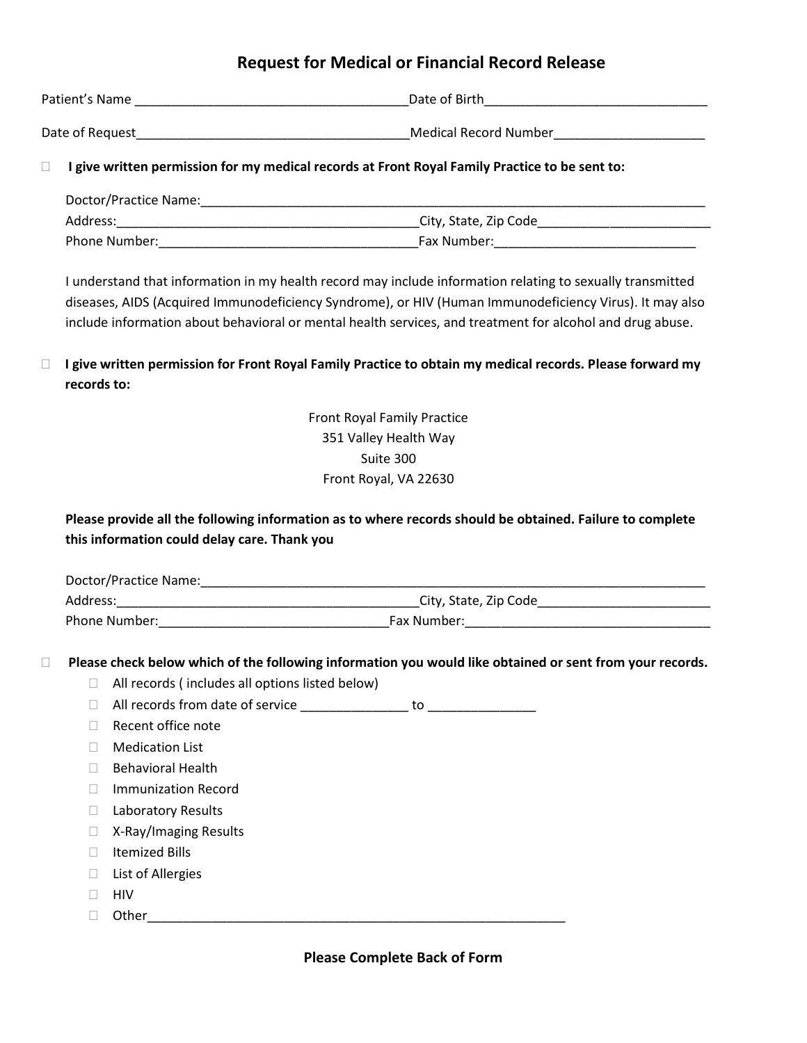# Request for Medical or Financial Record Release

Patient's Name ______________________________________ Date of Birth______________________________

Date of Request______________________________________ Medical Record Number_____________________

☐ **I give written permission for my medical records at Front Royal Family Practice to be sent to:**

Doctor/Practice Name:_________________________________________________________________________
Address:__________________________________________ City, State, Zip Code________________________
Phone Number:____________________________________ Fax Number:____________________________

I understand that information in my health record may include information relating to sexually transmitted diseases, AIDS (Acquired Immunodeficiency Syndrome), or HIV (Human Immunodeficiency Virus). It may also include information about behavioral or mental health services, and treatment for alcohol and drug abuse.

☐ **I give written permission for Front Royal Family Practice to obtain my medical records. Please forward my records to:**

Front Royal Family Practice
351 Valley Health Way
Suite 300
Front Royal, VA 22630

**Please provide all the following information as to where records should be obtained. Failure to complete this information could delay care. Thank you**

Doctor/Practice Name:_________________________________________________________________________
Address:__________________________________________ City, State, Zip Code________________________
Phone Number:________________________________ Fax Number:__________________________________

☐ **Please check below which of the following information you would like obtained or sent from your records.**

- ☐ All records ( includes all options listed below)
- ☐ All records from date of service _______________ to _______________
- ☐ Recent office note
- ☐ Medication List
- ☐ Behavioral Health
- ☐ Immunization Record
- ☐ Laboratory Results
- ☐ X-Ray/Imaging Results
- ☐ Itemized Bills
- ☐ List of Allergies
- ☐ HIV
- ☐ Other___________________________________________________________

**Please Complete Back of Form**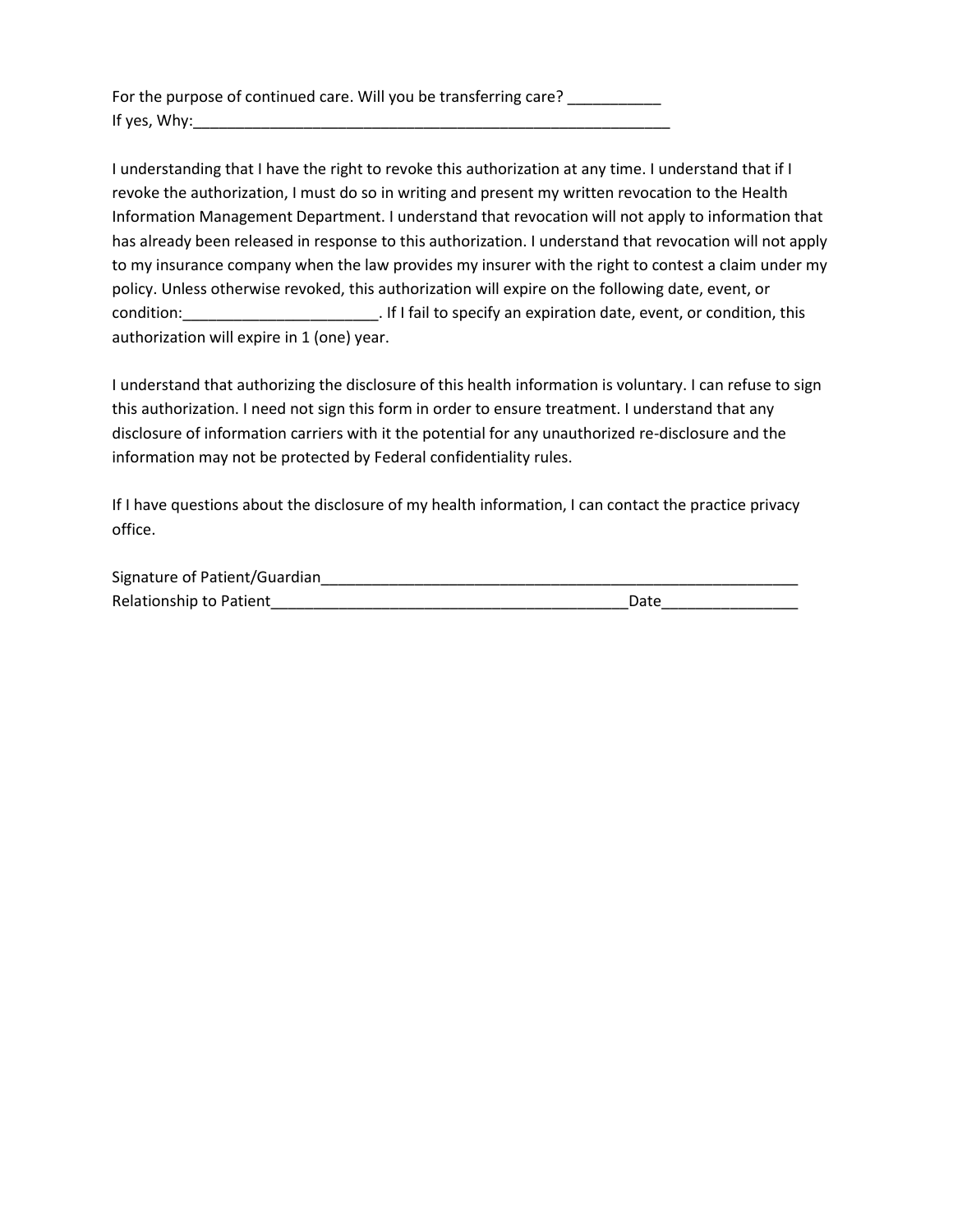For the purpose of continued care. Will you be transferring care? ___________
If yes, Why:___________________________________________________________

I understanding that I have the right to revoke this authorization at any time. I understand that if I revoke the authorization, I must do so in writing and present my written revocation to the Health Information Management Department. I understand that revocation will not apply to information that has already been released in response to this authorization. I understand that revocation will not apply to my insurance company when the law provides my insurer with the right to contest a claim under my policy. Unless otherwise revoked, this authorization will expire on the following date, event, or condition:_______________________. If I fail to specify an expiration date, event, or condition, this authorization will expire in 1 (one) year.

I understand that authorizing the disclosure of this health information is voluntary. I can refuse to sign this authorization. I need not sign this form in order to ensure treatment. I understand that any disclosure of information carriers with it the potential for any unauthorized re-disclosure and the information may not be protected by Federal confidentiality rules.

If I have questions about the disclosure of my health information, I can contact the practice privacy office.

Signature of Patient/Guardian____________________________________________________________
Relationship to Patient____________________________________________Date________________